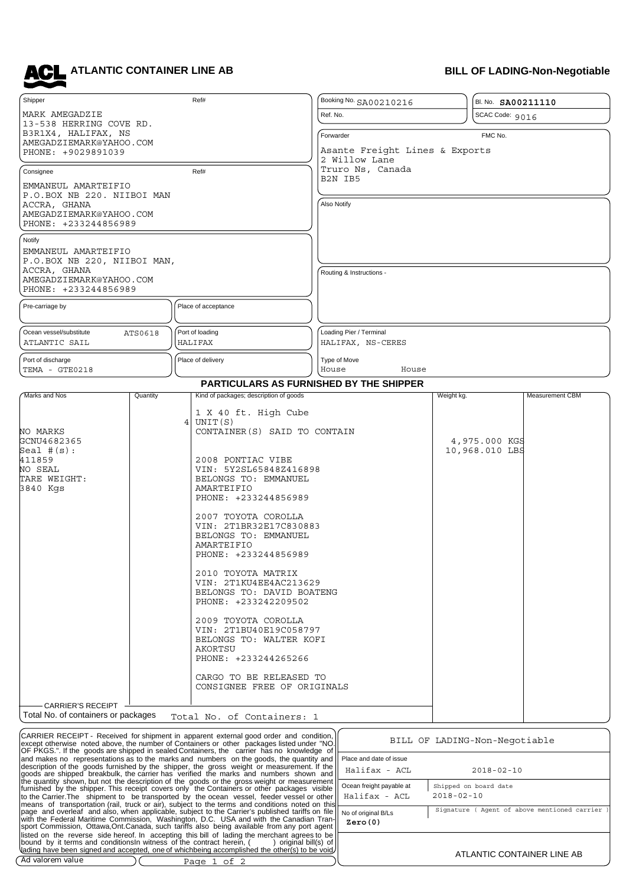# ATLANTIC CONTAINER LINE AB

## BILL OF LADING-Non-Negotiable

**Shipper** | Ref#
MARK AMEGADZIE
13-538 HERRING COVE RD.
B3R1X4, HALIFAX, NS
AMEGADZIEMARK@YAHOO.COM
PHONE: +9029891039

**Booking No.** SA00210216
**Bl. No.** **SA00211110**
**Ref. No.**
**SCAC Code:** 9016

**Forwarder** | FMC No.
Asante Freight Lines & Exports
2 Willow Lane
Truro Ns, Canada
B2N IB5

**Consignee** | Ref#
EMMANEUL AMARTEIFIO
P.O.BOX NB 220. NIIBOI MAN
ACCRA, GHANA
AMEGADZIEMARK@YAHOO.COM
PHONE: +233244856989

**Also Notify**

**Notify**
EMMANEUL AMARTEIFIO
P.O.BOX NB 220, NIIBOI MAN,
ACCRA, GHANA
AMEGADZIEMARK@YAHOO.COM
PHONE: +233244856989

**Routing & Instructions -**

| Pre-carriage by | Place of acceptance |
|---|---|
| | |

| Ocean vessel/substitute | Port of loading | Loading Pier / Terminal |
|---|---|---|
| ATLANTIC SAIL ATS0618 | HALIFAX | HALIFAX, NS-CERES |

| Port of discharge | Place of delivery | Type of Move |
|---|---|---|
| TEMA - GTE0218 | | House House |

### PARTICULARS AS FURNISHED BY THE SHIPPER

| Marks and Nos | Quantity | Kind of packages; description of goods | Weight kg. | Measurement CBM |
|---|---|---|---|---|
| NO MARKS<br>GCNU4682365<br>Seal #(s):<br>411859<br>NO SEAL<br>TARE WEIGHT:<br>3840 Kgs | 4 | 1 X 40 ft. High Cube<br>UNIT(S)<br>CONTAINER(S) SAID TO CONTAIN<br><br>2008 PONTIAC VIBE<br>VIN: 5Y2SL65848Z416898<br>BELONGS TO: EMMANUEL AMARTEIFIO<br>PHONE: +233244856989<br><br>2007 TOYOTA COROLLA<br>VIN: 2T1BR32E17C830883<br>BELONGS TO: EMMANUEL AMARTEIFIO<br>PHONE: +233244856989<br><br>2010 TOYOTA MATRIX<br>VIN: 2T1KU4EE4AC213629<br>BELONGS TO: DAVID BOATENG<br>PHONE: +233242209502<br><br>2009 TOYOTA COROLLA<br>VIN: 2T1BU40E19C058797<br>BELONGS TO: WALTER KOFI AKORTSU<br>PHONE: +233244265266<br><br>CARGO TO BE RELEASED TO CONSIGNEE FREE OF ORIGINALS | 4,975.000 KGS<br>10,968.010 LBS | |

CARRIER'S RECEIPT
Total No. of containers or packages: Total No. of Containers: 1

CARRIER RECEIPT - Received for shipment in apparent external good order and condition, except otherwise noted above, the number of Containers or other packages listed under "NO OF PKGS.". If the goods are shipped in sealed Containers, the carrier has no knowledge of and makes no representations as to the marks and numbers on the goods, the quantity and description of the goods furnished by the shipper, the gross weight or measurement. If the goods are shipped breakbulk, the carrier has verified the marks and numbers shown and the quantity shown, but not the description of the goods or the gross weight or measurement furnished by the shipper. This receipt covers only the Containers or other packages visible to the Carrier.The shipment to be transported by the ocean vessel, feeder vessel or other means of transportation (rail, truck or air), subject to the terms and conditions noted on this page and overleaf and also, when applicable, subject to the Carrier's published tariffs on file with the Federal Maritime Commission, Washington, D.C. USA and with the Canadian Transport Commission, Ottawa,Ont.Canada, such tariffs also being available from any port agent listed on the reverse side hereof. In accepting this bill of lading the merchant agrees to be bound by it terms and conditionsIn witness of the contract herein, ( ) original bill(s) of lading have been signed and accepted, one of whichbeing accomplished the other(s) to be void

Ad valorem value

BILL OF LADING-Non-Negotiable

| Place and date of issue | |
|---|---|
| Halifax - ACL | 2018-02-10 |

| Ocean freight payable at | Shipped on board date |
|---|---|
| Halifax - ACL | 2018-02-10 |

| No of original B/Ls | Signature ( Agent of above mentioned carrier ) |
|---|---|
| **Zero(0)** | |

ATLANTIC CONTAINER LINE AB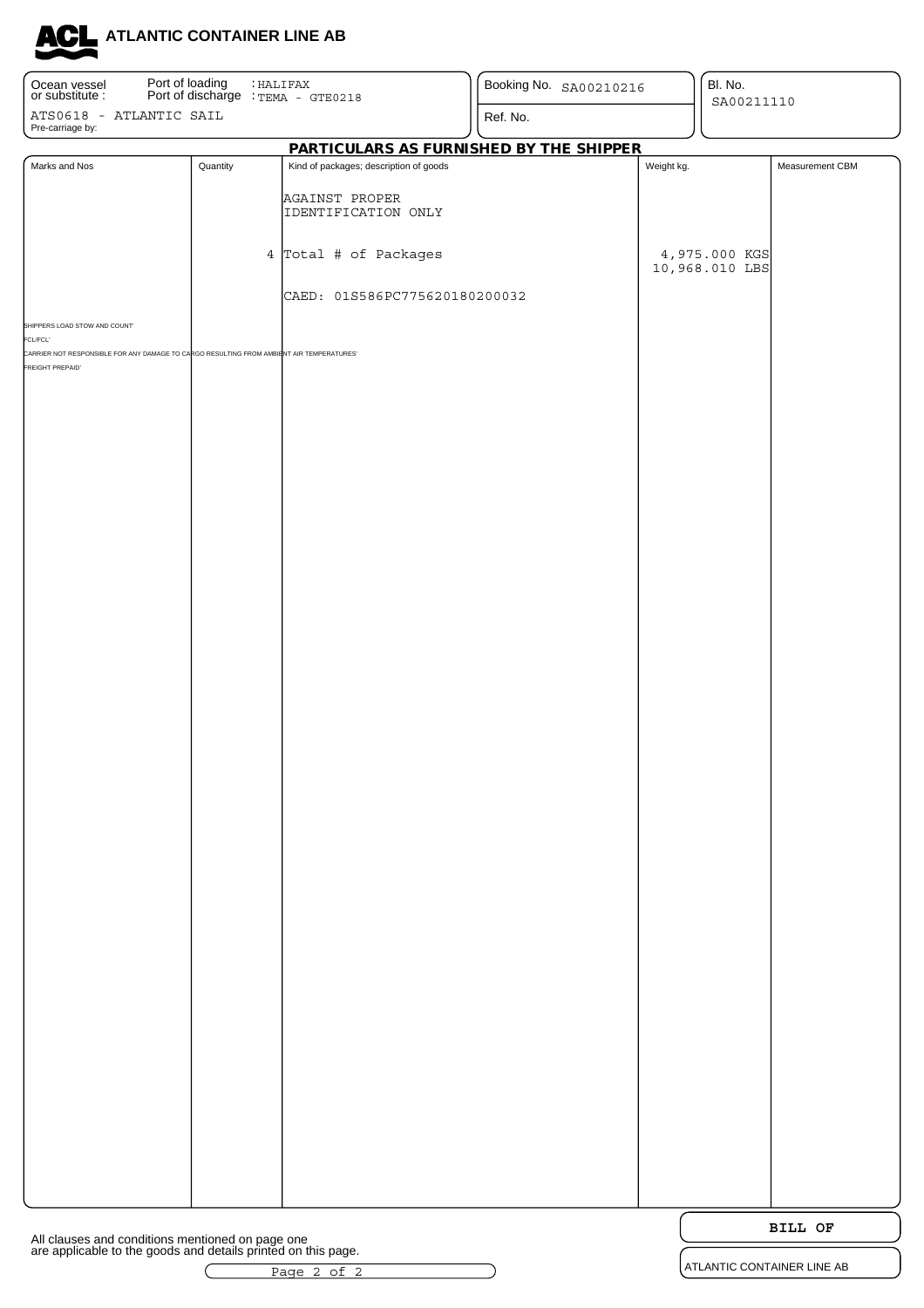# ATLANTIC CONTAINER LINE AB

| | | | |
|---|---|---|---|
| Ocean vessel or substitute : ATS0618 - ATLANTIC SAIL | Port of loading : HALIFAX<br>Port of discharge : TEMA - GTE0218 | Booking No. SA00210216 | Bl. No. SA00211110 |
| Pre-carriage by: | | Ref. No. | |

## PARTICULARS AS FURNISHED BY THE SHIPPER

| Marks and Nos | Quantity | Kind of packages; description of goods | Weight kg. | Measurement CBM |
|---|---|---|---|---|
| | | AGAINST PROPER IDENTIFICATION ONLY | | |
| | 4 | Total # of Packages | 4,975.000 KGS<br>10,968.010 LBS | |
| | | CAED: 01S586PC775620180200032 | | |

SHIPPERS LOAD STOW AND COUNT'

FCL/FCL'

CARRIER NOT RESPONSIBLE FOR ANY DAMAGE TO CARGO RESULTING FROM AMBIENT AIR TEMPERATURES'

FREIGHT PREPAID'

All clauses and conditions mentioned on page one are applicable to the goods and details printed on this page.

**BILL OF**

ATLANTIC CONTAINER LINE AB